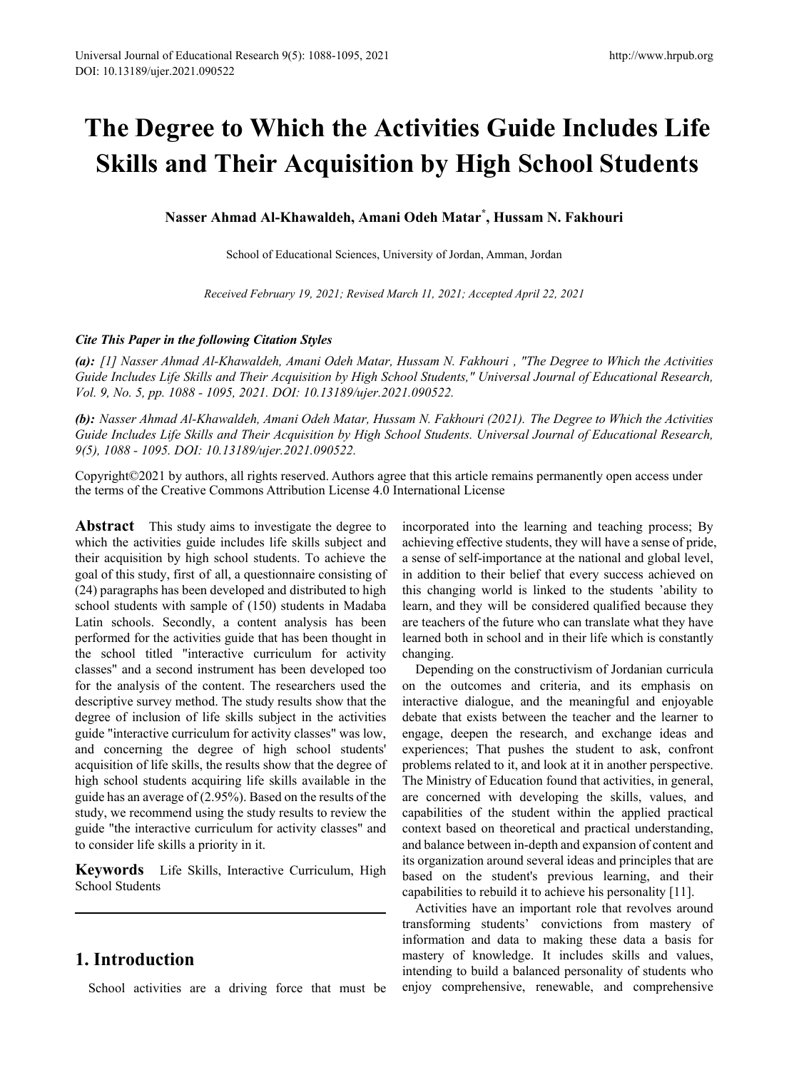# The Degree to Which the Activities Guide Includes Life Skills and Their Acquisition by High School Students

**Nasser Ahmad Al-Khawaldeh, Amani Odeh Matar[*], Hussam N. Fakhouri**

School of Educational Sciences, University of Jordan, Amman, Jordan

*Received February 19, 2021; Revised March 11, 2021; Accepted April 22, 2021*

***Cite This Paper in the following Citation Styles***

***(a):*** *[1] Nasser Ahmad Al-Khawaldeh, Amani Odeh Matar, Hussam N. Fakhouri , "The Degree to Which the Activities Guide Includes Life Skills and Their Acquisition by High School Students," Universal Journal of Educational Research, Vol. 9, No. 5, pp. 1088 - 1095, 2021. DOI: 10.13189/ujer.2021.090522.*

***(b):*** *Nasser Ahmad Al-Khawaldeh, Amani Odeh Matar, Hussam N. Fakhouri (2021). The Degree to Which the Activities Guide Includes Life Skills and Their Acquisition by High School Students. Universal Journal of Educational Research, 9(5), 1088 - 1095. DOI: 10.13189/ujer.2021.090522.*

Copyright©2021 by authors, all rights reserved. Authors agree that this article remains permanently open access under the terms of the Creative Commons Attribution License 4.0 International License

**Abstract** This study aims to investigate the degree to which the activities guide includes life skills subject and their acquisition by high school students. To achieve the goal of this study, first of all, a questionnaire consisting of (24) paragraphs has been developed and distributed to high school students with sample of (150) students in Madaba Latin schools. Secondly, a content analysis has been performed for the activities guide that has been thought in the school titled "interactive curriculum for activity classes" and a second instrument has been developed too for the analysis of the content. The researchers used the descriptive survey method. The study results show that the degree of inclusion of life skills subject in the activities guide "interactive curriculum for activity classes" was low, and concerning the degree of high school students' acquisition of life skills, the results show that the degree of high school students acquiring life skills available in the guide has an average of (2.95%). Based on the results of the study, we recommend using the study results to review the guide "the interactive curriculum for activity classes" and to consider life skills a priority in it.

**Keywords** Life Skills, Interactive Curriculum, High School Students

## 1. Introduction

School activities are a driving force that must be incorporated into the learning and teaching process; By achieving effective students, they will have a sense of pride, a sense of self-importance at the national and global level, in addition to their belief that every success achieved on this changing world is linked to the students 'ability to learn, and they will be considered qualified because they are teachers of the future who can translate what they have learned both in school and in their life which is constantly changing.

Depending on the constructivism of Jordanian curricula on the outcomes and criteria, and its emphasis on interactive dialogue, and the meaningful and enjoyable debate that exists between the teacher and the learner to engage, deepen the research, and exchange ideas and experiences; That pushes the student to ask, confront problems related to it, and look at it in another perspective. The Ministry of Education found that activities, in general, are concerned with developing the skills, values, and capabilities of the student within the applied practical context based on theoretical and practical understanding, and balance between in-depth and expansion of content and its organization around several ideas and principles that are based on the student's previous learning, and their capabilities to rebuild it to achieve his personality [11].

Activities have an important role that revolves around transforming students' convictions from mastery of information and data to making these data a basis for mastery of knowledge. It includes skills and values, intending to build a balanced personality of students who enjoy comprehensive, renewable, and comprehensive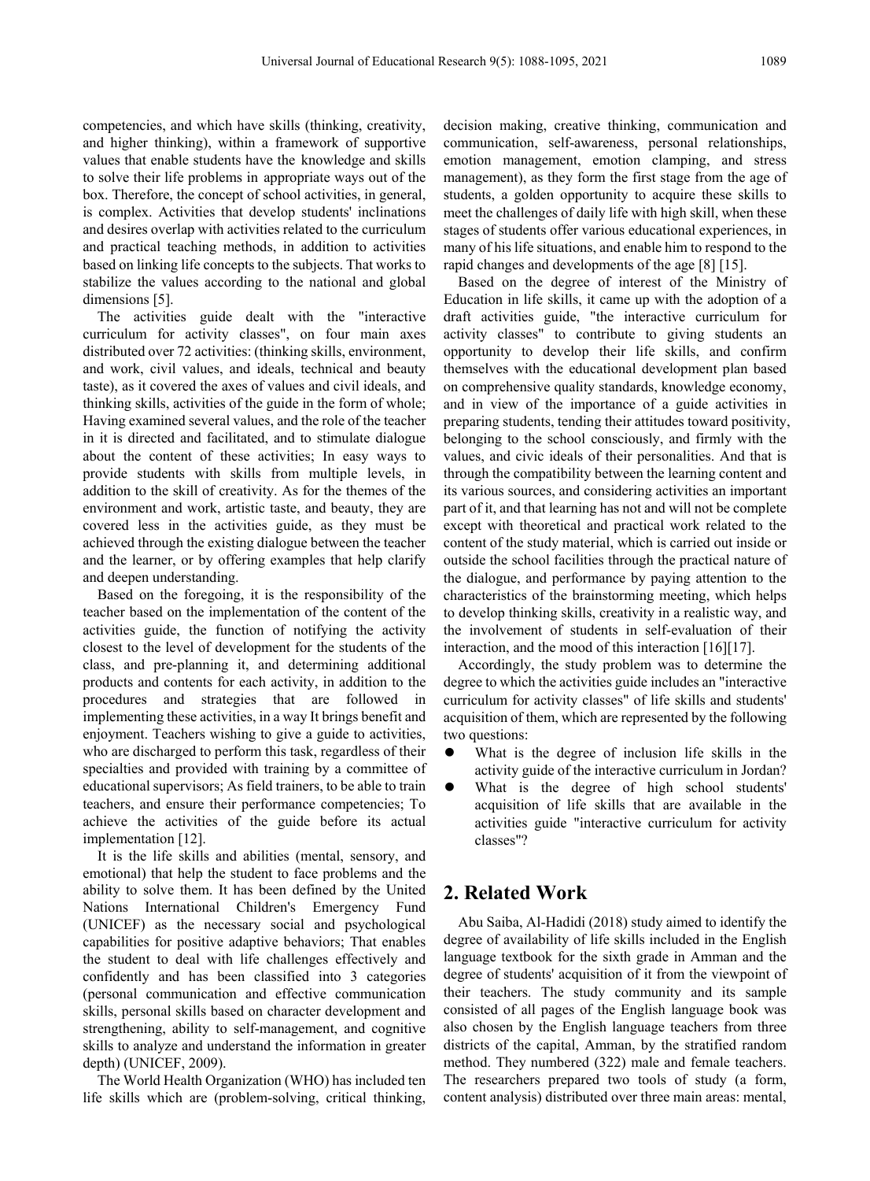competencies, and which have skills (thinking, creativity, and higher thinking), within a framework of supportive values that enable students have the knowledge and skills to solve their life problems in appropriate ways out of the box. Therefore, the concept of school activities, in general, is complex. Activities that develop students' inclinations and desires overlap with activities related to the curriculum and practical teaching methods, in addition to activities based on linking life concepts to the subjects. That works to stabilize the values according to the national and global dimensions [5].

The activities guide dealt with the "interactive curriculum for activity classes", on four main axes distributed over 72 activities: (thinking skills, environment, and work, civil values, and ideals, technical and beauty taste), as it covered the axes of values and civil ideals, and thinking skills, activities of the guide in the form of whole; Having examined several values, and the role of the teacher in it is directed and facilitated, and to stimulate dialogue about the content of these activities; In easy ways to provide students with skills from multiple levels, in addition to the skill of creativity. As for the themes of the environment and work, artistic taste, and beauty, they are covered less in the activities guide, as they must be achieved through the existing dialogue between the teacher and the learner, or by offering examples that help clarify and deepen understanding.

Based on the foregoing, it is the responsibility of the teacher based on the implementation of the content of the activities guide, the function of notifying the activity closest to the level of development for the students of the class, and pre-planning it, and determining additional products and contents for each activity, in addition to the procedures and strategies that are followed in implementing these activities, in a way It brings benefit and enjoyment. Teachers wishing to give a guide to activities, who are discharged to perform this task, regardless of their specialties and provided with training by a committee of educational supervisors; As field trainers, to be able to train teachers, and ensure their performance competencies; To achieve the activities of the guide before its actual implementation [12].

It is the life skills and abilities (mental, sensory, and emotional) that help the student to face problems and the ability to solve them. It has been defined by the United Nations International Children's Emergency Fund (UNICEF) as the necessary social and psychological capabilities for positive adaptive behaviors; That enables the student to deal with life challenges effectively and confidently and has been classified into 3 categories (personal communication and effective communication skills, personal skills based on character development and strengthening, ability to self-management, and cognitive skills to analyze and understand the information in greater depth) (UNICEF, 2009).

The World Health Organization (WHO) has included ten life skills which are (problem-solving, critical thinking, decision making, creative thinking, communication and communication, self-awareness, personal relationships, emotion management, emotion clamping, and stress management), as they form the first stage from the age of students, a golden opportunity to acquire these skills to meet the challenges of daily life with high skill, when these stages of students offer various educational experiences, in many of his life situations, and enable him to respond to the rapid changes and developments of the age [8] [15].

Based on the degree of interest of the Ministry of Education in life skills, it came up with the adoption of a draft activities guide, "the interactive curriculum for activity classes" to contribute to giving students an opportunity to develop their life skills, and confirm themselves with the educational development plan based on comprehensive quality standards, knowledge economy, and in view of the importance of a guide activities in preparing students, tending their attitudes toward positivity, belonging to the school consciously, and firmly with the values, and civic ideals of their personalities. And that is through the compatibility between the learning content and its various sources, and considering activities an important part of it, and that learning has not and will not be complete except with theoretical and practical work related to the content of the study material, which is carried out inside or outside the school facilities through the practical nature of the dialogue, and performance by paying attention to the characteristics of the brainstorming meeting, which helps to develop thinking skills, creativity in a realistic way, and the involvement of students in self-evaluation of their interaction, and the mood of this interaction [16][17].

Accordingly, the study problem was to determine the degree to which the activities guide includes an "interactive curriculum for activity classes" of life skills and students' acquisition of them, which are represented by the following two questions:

- What is the degree of inclusion life skills in the activity guide of the interactive curriculum in Jordan?
- What is the degree of high school students' acquisition of life skills that are available in the activities guide "interactive curriculum for activity classes"?

## 2. Related Work

Abu Saiba, Al-Hadidi (2018) study aimed to identify the degree of availability of life skills included in the English language textbook for the sixth grade in Amman and the degree of students' acquisition of it from the viewpoint of their teachers. The study community and its sample consisted of all pages of the English language book was also chosen by the English language teachers from three districts of the capital, Amman, by the stratified random method. They numbered (322) male and female teachers. The researchers prepared two tools of study (a form, content analysis) distributed over three main areas: mental,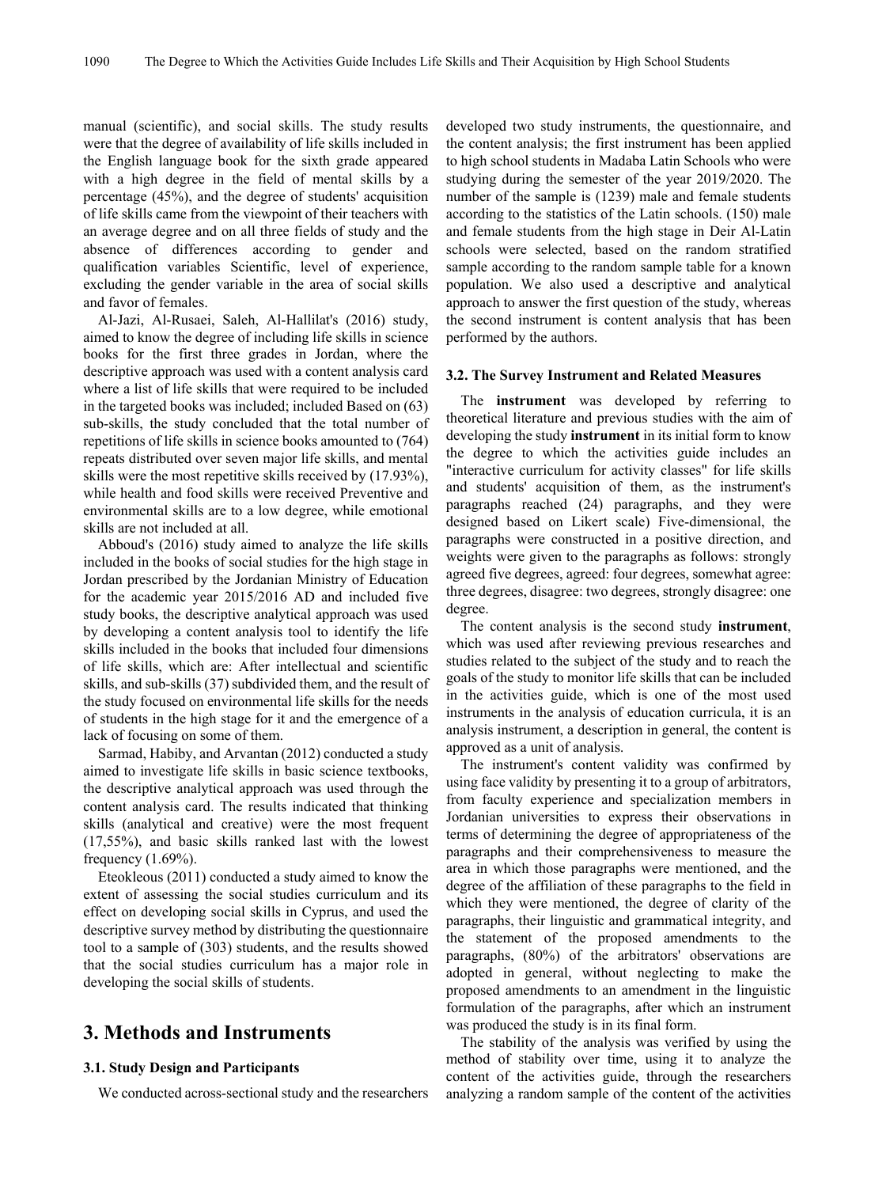manual (scientific), and social skills. The study results were that the degree of availability of life skills included in the English language book for the sixth grade appeared with a high degree in the field of mental skills by a percentage (45%), and the degree of students' acquisition of life skills came from the viewpoint of their teachers with an average degree and on all three fields of study and the absence of differences according to gender and qualification variables Scientific, level of experience, excluding the gender variable in the area of social skills and favor of females.

Al-Jazi, Al-Rusaei, Saleh, Al-Hallilat's (2016) study, aimed to know the degree of including life skills in science books for the first three grades in Jordan, where the descriptive approach was used with a content analysis card where a list of life skills that were required to be included in the targeted books was included; included Based on (63) sub-skills, the study concluded that the total number of repetitions of life skills in science books amounted to (764) repeats distributed over seven major life skills, and mental skills were the most repetitive skills received by (17.93%), while health and food skills were received Preventive and environmental skills are to a low degree, while emotional skills are not included at all.

Abboud's (2016) study aimed to analyze the life skills included in the books of social studies for the high stage in Jordan prescribed by the Jordanian Ministry of Education for the academic year 2015/2016 AD and included five study books, the descriptive analytical approach was used by developing a content analysis tool to identify the life skills included in the books that included four dimensions of life skills, which are: After intellectual and scientific skills, and sub-skills (37) subdivided them, and the result of the study focused on environmental life skills for the needs of students in the high stage for it and the emergence of a lack of focusing on some of them.

Sarmad, Habiby, and Arvantan (2012) conducted a study aimed to investigate life skills in basic science textbooks, the descriptive analytical approach was used through the content analysis card. The results indicated that thinking skills (analytical and creative) were the most frequent (17,55%), and basic skills ranked last with the lowest frequency (1.69%).

Eteokleous (2011) conducted a study aimed to know the extent of assessing the social studies curriculum and its effect on developing social skills in Cyprus, and used the descriptive survey method by distributing the questionnaire tool to a sample of (303) students, and the results showed that the social studies curriculum has a major role in developing the social skills of students.

# 3. Methods and Instruments

### 3.1. Study Design and Participants

We conducted across-sectional study and the researchers developed two study instruments, the questionnaire, and the content analysis; the first instrument has been applied to high school students in Madaba Latin Schools who were studying during the semester of the year 2019/2020. The number of the sample is (1239) male and female students according to the statistics of the Latin schools. (150) male and female students from the high stage in Deir Al-Latin schools were selected, based on the random stratified sample according to the random sample table for a known population. We also used a descriptive and analytical approach to answer the first question of the study, whereas the second instrument is content analysis that has been performed by the authors.

### 3.2. The Survey Instrument and Related Measures

The **instrument** was developed by referring to theoretical literature and previous studies with the aim of developing the study **instrument** in its initial form to know the degree to which the activities guide includes an "interactive curriculum for activity classes" for life skills and students' acquisition of them, as the instrument's paragraphs reached (24) paragraphs, and they were designed based on Likert scale) Five-dimensional, the paragraphs were constructed in a positive direction, and weights were given to the paragraphs as follows: strongly agreed five degrees, agreed: four degrees, somewhat agree: three degrees, disagree: two degrees, strongly disagree: one degree.

The content analysis is the second study **instrument**, which was used after reviewing previous researches and studies related to the subject of the study and to reach the goals of the study to monitor life skills that can be included in the activities guide, which is one of the most used instruments in the analysis of education curricula, it is an analysis instrument, a description in general, the content is approved as a unit of analysis.

The instrument's content validity was confirmed by using face validity by presenting it to a group of arbitrators, from faculty experience and specialization members in Jordanian universities to express their observations in terms of determining the degree of appropriateness of the paragraphs and their comprehensiveness to measure the area in which those paragraphs were mentioned, and the degree of the affiliation of these paragraphs to the field in which they were mentioned, the degree of clarity of the paragraphs, their linguistic and grammatical integrity, and the statement of the proposed amendments to the paragraphs, (80%) of the arbitrators' observations are adopted in general, without neglecting to make the proposed amendments to an amendment in the linguistic formulation of the paragraphs, after which an instrument was produced the study is in its final form.

The stability of the analysis was verified by using the method of stability over time, using it to analyze the content of the activities guide, through the researchers analyzing a random sample of the content of the activities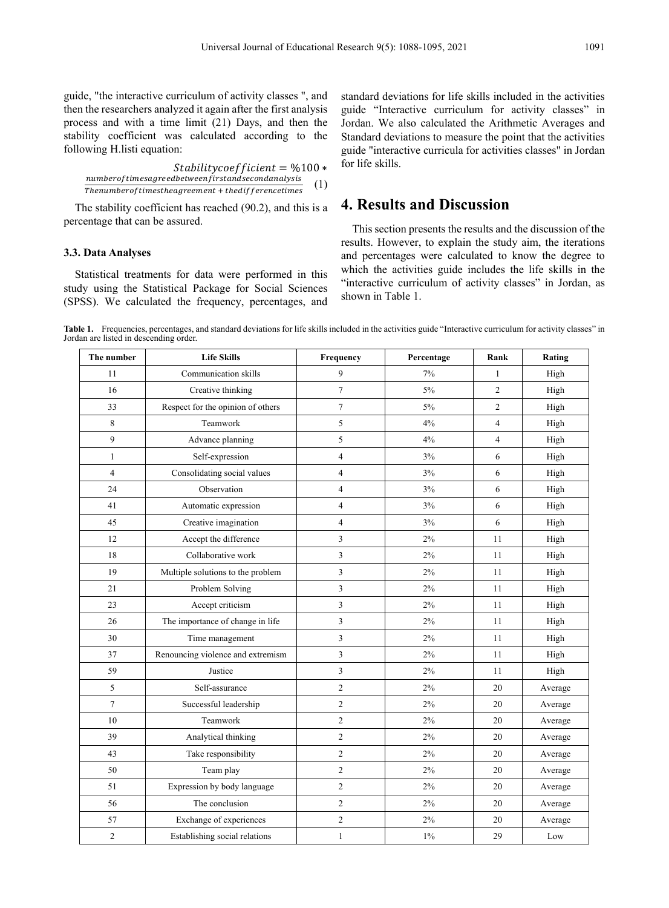guide, "the interactive curriculum of activity classes ", and then the researchers analyzed it again after the first analysis process and with a time limit (21) Days, and then the stability coefficient was calculated according to the following H.listi equation:

$$Stability coefficient = \%100 * \frac{number of times agreed between first and second analysis}{The number of times the agreement + the difference times} \quad (1)$$

The stability coefficient has reached (90.2), and this is a percentage that can be assured.

### 3.3. Data Analyses

Statistical treatments for data were performed in this study using the Statistical Package for Social Sciences (SPSS). We calculated the frequency, percentages, and standard deviations for life skills included in the activities guide "Interactive curriculum for activity classes" in Jordan. We also calculated the Arithmetic Averages and Standard deviations to measure the point that the activities guide "interactive curricula for activities classes" in Jordan for life skills.

## 4. Results and Discussion

This section presents the results and the discussion of the results. However, to explain the study aim, the iterations and percentages were calculated to know the degree to which the activities guide includes the life skills in the "interactive curriculum of activity classes" in Jordan, as shown in Table 1.

**Table 1.** Frequencies, percentages, and standard deviations for life skills included in the activities guide "Interactive curriculum for activity classes" in Jordan are listed in descending order.

| The number | Life Skills | Frequency | Percentage | Rank | Rating |
|---|---|---|---|---|---|
| 11 | Communication skills | 9 | 7% | 1 | High |
| 16 | Creative thinking | 7 | 5% | 2 | High |
| 33 | Respect for the opinion of others | 7 | 5% | 2 | High |
| 8 | Teamwork | 5 | 4% | 4 | High |
| 9 | Advance planning | 5 | 4% | 4 | High |
| 1 | Self-expression | 4 | 3% | 6 | High |
| 4 | Consolidating social values | 4 | 3% | 6 | High |
| 24 | Observation | 4 | 3% | 6 | High |
| 41 | Automatic expression | 4 | 3% | 6 | High |
| 45 | Creative imagination | 4 | 3% | 6 | High |
| 12 | Accept the difference | 3 | 2% | 11 | High |
| 18 | Collaborative work | 3 | 2% | 11 | High |
| 19 | Multiple solutions to the problem | 3 | 2% | 11 | High |
| 21 | Problem Solving | 3 | 2% | 11 | High |
| 23 | Accept criticism | 3 | 2% | 11 | High |
| 26 | The importance of change in life | 3 | 2% | 11 | High |
| 30 | Time management | 3 | 2% | 11 | High |
| 37 | Renouncing violence and extremism | 3 | 2% | 11 | High |
| 59 | Justice | 3 | 2% | 11 | High |
| 5 | Self-assurance | 2 | 2% | 20 | Average |
| 7 | Successful leadership | 2 | 2% | 20 | Average |
| 10 | Teamwork | 2 | 2% | 20 | Average |
| 39 | Analytical thinking | 2 | 2% | 20 | Average |
| 43 | Take responsibility | 2 | 2% | 20 | Average |
| 50 | Team play | 2 | 2% | 20 | Average |
| 51 | Expression by body language | 2 | 2% | 20 | Average |
| 56 | The conclusion | 2 | 2% | 20 | Average |
| 57 | Exchange of experiences | 2 | 2% | 20 | Average |
| 2 | Establishing social relations | 1 | 1% | 29 | Low |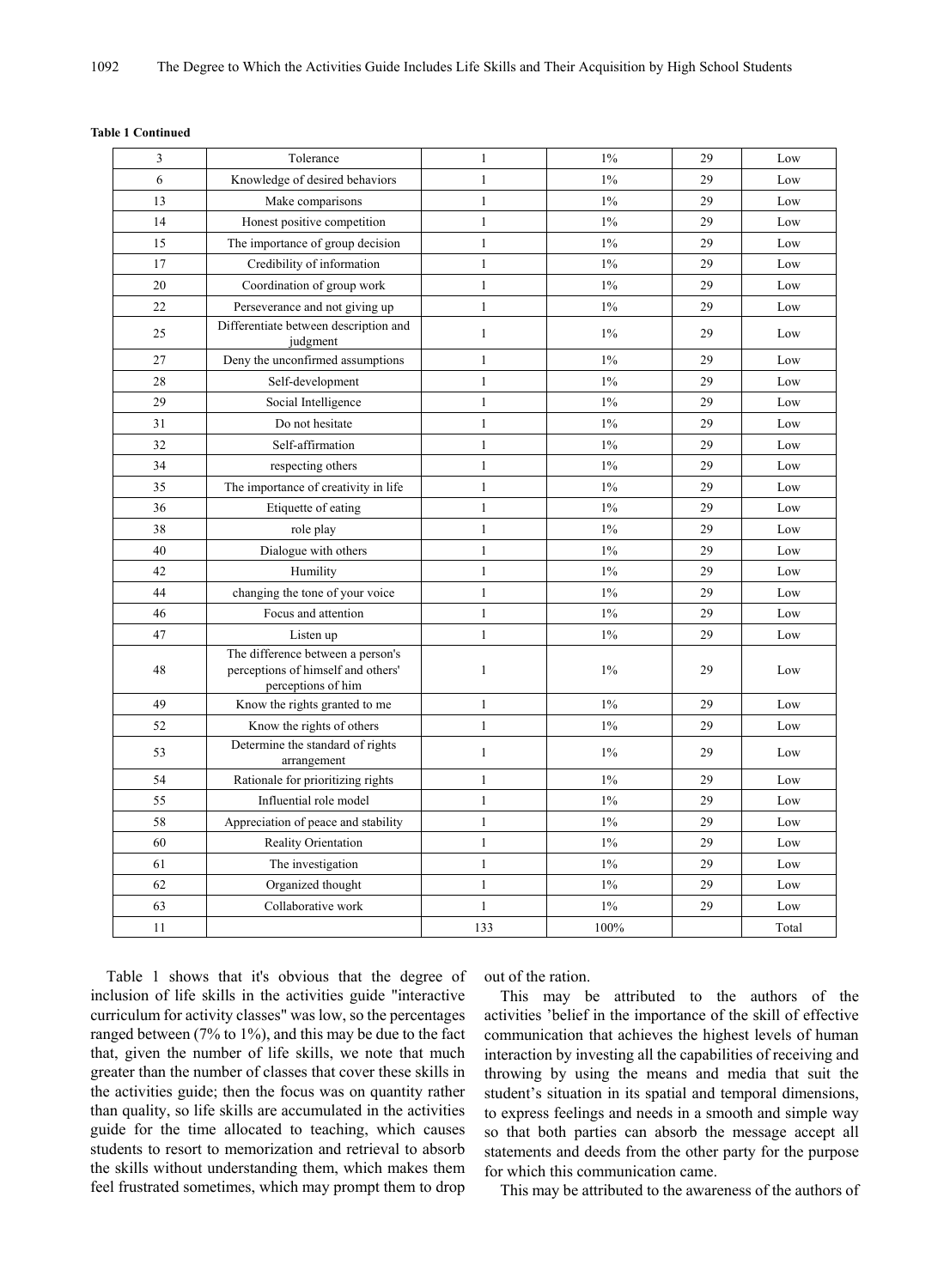**Table 1 Continued**

| | | | | | |
|---|---|---|---|---|---|
| 3 | Tolerance | 1 | 1% | 29 | Low |
| 6 | Knowledge of desired behaviors | 1 | 1% | 29 | Low |
| 13 | Make comparisons | 1 | 1% | 29 | Low |
| 14 | Honest positive competition | 1 | 1% | 29 | Low |
| 15 | The importance of group decision | 1 | 1% | 29 | Low |
| 17 | Credibility of information | 1 | 1% | 29 | Low |
| 20 | Coordination of group work | 1 | 1% | 29 | Low |
| 22 | Perseverance and not giving up | 1 | 1% | 29 | Low |
| 25 | Differentiate between description and judgment | 1 | 1% | 29 | Low |
| 27 | Deny the unconfirmed assumptions | 1 | 1% | 29 | Low |
| 28 | Self-development | 1 | 1% | 29 | Low |
| 29 | Social Intelligence | 1 | 1% | 29 | Low |
| 31 | Do not hesitate | 1 | 1% | 29 | Low |
| 32 | Self-affirmation | 1 | 1% | 29 | Low |
| 34 | respecting others | 1 | 1% | 29 | Low |
| 35 | The importance of creativity in life | 1 | 1% | 29 | Low |
| 36 | Etiquette of eating | 1 | 1% | 29 | Low |
| 38 | role play | 1 | 1% | 29 | Low |
| 40 | Dialogue with others | 1 | 1% | 29 | Low |
| 42 | Humility | 1 | 1% | 29 | Low |
| 44 | changing the tone of your voice | 1 | 1% | 29 | Low |
| 46 | Focus and attention | 1 | 1% | 29 | Low |
| 47 | Listen up | 1 | 1% | 29 | Low |
| 48 | The difference between a person's perceptions of himself and others' perceptions of him | 1 | 1% | 29 | Low |
| 49 | Know the rights granted to me | 1 | 1% | 29 | Low |
| 52 | Know the rights of others | 1 | 1% | 29 | Low |
| 53 | Determine the standard of rights arrangement | 1 | 1% | 29 | Low |
| 54 | Rationale for prioritizing rights | 1 | 1% | 29 | Low |
| 55 | Influential role model | 1 | 1% | 29 | Low |
| 58 | Appreciation of peace and stability | 1 | 1% | 29 | Low |
| 60 | Reality Orientation | 1 | 1% | 29 | Low |
| 61 | The investigation | 1 | 1% | 29 | Low |
| 62 | Organized thought | 1 | 1% | 29 | Low |
| 63 | Collaborative work | 1 | 1% | 29 | Low |
| 11 | | 133 | 100% | | Total |

Table 1 shows that it's obvious that the degree of inclusion of life skills in the activities guide "interactive curriculum for activity classes" was low, so the percentages ranged between (7% to 1%), and this may be due to the fact that, given the number of life skills, we note that much greater than the number of classes that cover these skills in the activities guide; then the focus was on quantity rather than quality, so life skills are accumulated in the activities guide for the time allocated to teaching, which causes students to resort to memorization and retrieval to absorb the skills without understanding them, which makes them feel frustrated sometimes, which may prompt them to drop out of the ration.

This may be attributed to the authors of the activities 'belief in the importance of the skill of effective communication that achieves the highest levels of human interaction by investing all the capabilities of receiving and throwing by using the means and media that suit the student's situation in its spatial and temporal dimensions, to express feelings and needs in a smooth and simple way so that both parties can absorb the message accept all statements and deeds from the other party for the purpose for which this communication came.

This may be attributed to the awareness of the authors of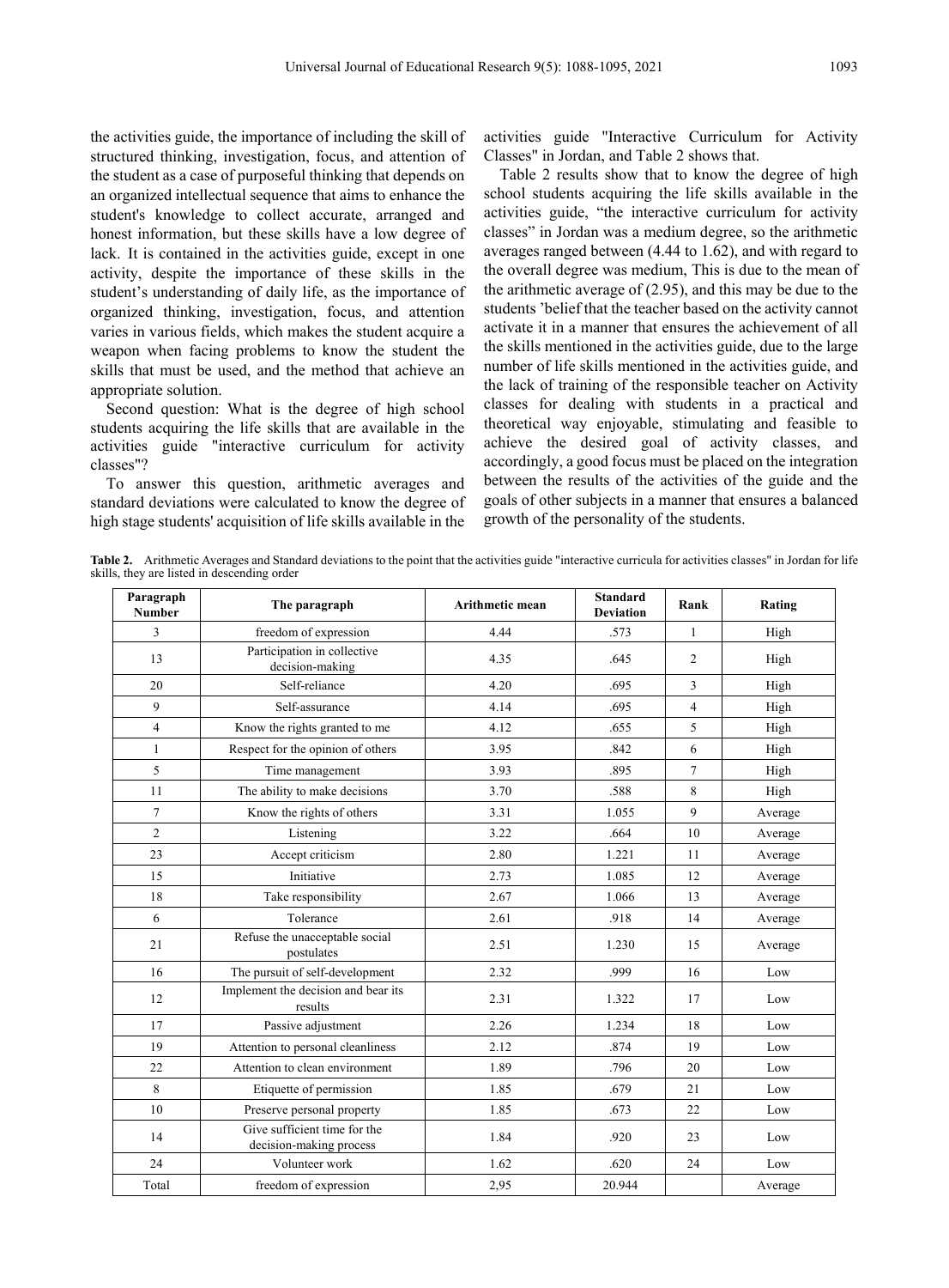the activities guide, the importance of including the skill of structured thinking, investigation, focus, and attention of the student as a case of purposeful thinking that depends on an organized intellectual sequence that aims to enhance the student's knowledge to collect accurate, arranged and honest information, but these skills have a low degree of lack. It is contained in the activities guide, except in one activity, despite the importance of these skills in the student's understanding of daily life, as the importance of organized thinking, investigation, focus, and attention varies in various fields, which makes the student acquire a weapon when facing problems to know the student the skills that must be used, and the method that achieve an appropriate solution.

Second question: What is the degree of high school students acquiring the life skills that are available in the activities guide "interactive curriculum for activity classes"?

To answer this question, arithmetic averages and standard deviations were calculated to know the degree of high stage students' acquisition of life skills available in the activities guide "Interactive Curriculum for Activity Classes" in Jordan, and Table 2 shows that.

Table 2 results show that to know the degree of high school students acquiring the life skills available in the activities guide, "the interactive curriculum for activity classes" in Jordan was a medium degree, so the arithmetic averages ranged between (4.44 to 1.62), and with regard to the overall degree was medium, This is due to the mean of the arithmetic average of (2.95), and this may be due to the students 'belief that the teacher based on the activity cannot activate it in a manner that ensures the achievement of all the skills mentioned in the activities guide, due to the large number of life skills mentioned in the activities guide, and the lack of training of the responsible teacher on Activity classes for dealing with students in a practical and theoretical way enjoyable, stimulating and feasible to achieve the desired goal of activity classes, and accordingly, a good focus must be placed on the integration between the results of the activities of the guide and the goals of other subjects in a manner that ensures a balanced growth of the personality of the students.

**Table 2.** Arithmetic Averages and Standard deviations to the point that the activities guide "interactive curricula for activities classes" in Jordan for life skills, they are listed in descending order

| Paragraph Number | The paragraph | Arithmetic mean | Standard Deviation | Rank | Rating |
|---|---|---|---|---|---|
| 3 | freedom of expression | 4.44 | .573 | 1 | High |
| 13 | Participation in collective decision-making | 4.35 | .645 | 2 | High |
| 20 | Self-reliance | 4.20 | .695 | 3 | High |
| 9 | Self-assurance | 4.14 | .695 | 4 | High |
| 4 | Know the rights granted to me | 4.12 | .655 | 5 | High |
| 1 | Respect for the opinion of others | 3.95 | .842 | 6 | High |
| 5 | Time management | 3.93 | .895 | 7 | High |
| 11 | The ability to make decisions | 3.70 | .588 | 8 | High |
| 7 | Know the rights of others | 3.31 | 1.055 | 9 | Average |
| 2 | Listening | 3.22 | .664 | 10 | Average |
| 23 | Accept criticism | 2.80 | 1.221 | 11 | Average |
| 15 | Initiative | 2.73 | 1.085 | 12 | Average |
| 18 | Take responsibility | 2.67 | 1.066 | 13 | Average |
| 6 | Tolerance | 2.61 | .918 | 14 | Average |
| 21 | Refuse the unacceptable social postulates | 2.51 | 1.230 | 15 | Average |
| 16 | The pursuit of self-development | 2.32 | .999 | 16 | Low |
| 12 | Implement the decision and bear its results | 2.31 | 1.322 | 17 | Low |
| 17 | Passive adjustment | 2.26 | 1.234 | 18 | Low |
| 19 | Attention to personal cleanliness | 2.12 | .874 | 19 | Low |
| 22 | Attention to clean environment | 1.89 | .796 | 20 | Low |
| 8 | Etiquette of permission | 1.85 | .679 | 21 | Low |
| 10 | Preserve personal property | 1.85 | .673 | 22 | Low |
| 14 | Give sufficient time for the decision-making process | 1.84 | .920 | 23 | Low |
| 24 | Volunteer work | 1.62 | .620 | 24 | Low |
| Total | freedom of expression | 2,95 | 20.944 | | Average |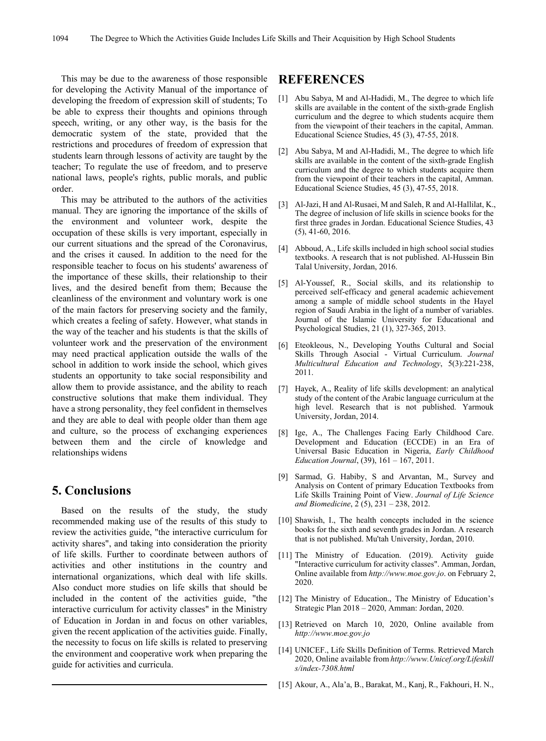This may be due to the awareness of those responsible for developing the Activity Manual of the importance of developing the freedom of expression skill of students; To be able to express their thoughts and opinions through speech, writing, or any other way, is the basis for the democratic system of the state, provided that the restrictions and procedures of freedom of expression that students learn through lessons of activity are taught by the teacher; To regulate the use of freedom, and to preserve national laws, people's rights, public morals, and public order.

This may be attributed to the authors of the activities manual. They are ignoring the importance of the skills of the environment and volunteer work, despite the occupation of these skills is very important, especially in our current situations and the spread of the Coronavirus, and the crises it caused. In addition to the need for the responsible teacher to focus on his students' awareness of the importance of these skills, their relationship to their lives, and the desired benefit from them; Because the cleanliness of the environment and voluntary work is one of the main factors for preserving society and the family, which creates a feeling of safety. However, what stands in the way of the teacher and his students is that the skills of volunteer work and the preservation of the environment may need practical application outside the walls of the school in addition to work inside the school, which gives students an opportunity to take social responsibility and allow them to provide assistance, and the ability to reach constructive solutions that make them individual. They have a strong personality, they feel confident in themselves and they are able to deal with people older than them age and culture, so the process of exchanging experiences between them and the circle of knowledge and relationships widens

## 5. Conclusions

Based on the results of the study, the study recommended making use of the results of this study to review the activities guide, "the interactive curriculum for activity shares", and taking into consideration the priority of life skills. Further to coordinate between authors of activities and other institutions in the country and international organizations, which deal with life skills. Also conduct more studies on life skills that should be included in the content of the activities guide, "the interactive curriculum for activity classes" in the Ministry of Education in Jordan in and focus on other variables, given the recent application of the activities guide. Finally, the necessity to focus on life skills is related to preserving the environment and cooperative work when preparing the guide for activities and curricula.

# REFERENCES

[1] Abu Sabya, M and Al-Hadidi, M., The degree to which life skills are available in the content of the sixth-grade English curriculum and the degree to which students acquire them from the viewpoint of their teachers in the capital, Amman. Educational Science Studies, 45 (3), 47-55, 2018.

[2] Abu Sabya, M and Al-Hadidi, M., The degree to which life skills are available in the content of the sixth-grade English curriculum and the degree to which students acquire them from the viewpoint of their teachers in the capital, Amman. Educational Science Studies, 45 (3), 47-55, 2018.

[3] Al-Jazi, H and Al-Rusaei, M and Saleh, R and Al-Hallilat, K., The degree of inclusion of life skills in science books for the first three grades in Jordan. Educational Science Studies, 43 (5), 41-60, 2016.

[4] Abboud, A., Life skills included in high school social studies textbooks. A research that is not published. Al-Hussein Bin Talal University, Jordan, 2016.

[5] Al-Youssef, R., Social skills, and its relationship to perceived self-efficacy and general academic achievement among a sample of middle school students in the Hayel region of Saudi Arabia in the light of a number of variables. Journal of the Islamic University for Educational and Psychological Studies, 21 (1), 327-365, 2013.

[6] Eteokleous, N., Developing Youths Cultural and Social Skills Through Asocial - Virtual Curriculum. *Journal Multicultural Education and Technology*, 5(3):221-238, 2011.

[7] Hayek, A., Reality of life skills development: an analytical study of the content of the Arabic language curriculum at the high level. Research that is not published. Yarmouk University, Jordan, 2014.

[8] Ige, A., The Challenges Facing Early Childhood Care. Development and Education (ECCDE) in an Era of Universal Basic Education in Nigeria, *Early Childhood Education Journal*, (39), 161 – 167, 2011.

[9] Sarmad, G. Habiby, S and Arvantan, M., Survey and Analysis on Content of primary Education Textbooks from Life Skills Training Point of View. *Journal of Life Science and Biomedicine*, 2 (5), 231 – 238, 2012.

[10] Shawish, I., The health concepts included in the science books for the sixth and seventh grades in Jordan. A research that is not published. Mu'tah University, Jordan, 2010.

[11] The Ministry of Education. (2019). Activity guide "Interactive curriculum for activity classes". Amman, Jordan, Online available from *http://www.moe.gov.jo*. on February 2, 2020.

[12] The Ministry of Education., The Ministry of Education's Strategic Plan 2018 – 2020, Amman: Jordan, 2020.

[13] Retrieved on March 10, 2020, Online available from *http://www.moe.gov.jo*

[14] UNICEF., Life Skills Definition of Terms. Retrieved March 2020, Online available from *http://www.Unicef.org/Lifeskills/index-7308.html*

[15] Akour, A., Ala'a, B., Barakat, M., Kanj, R., Fakhouri, H. N.,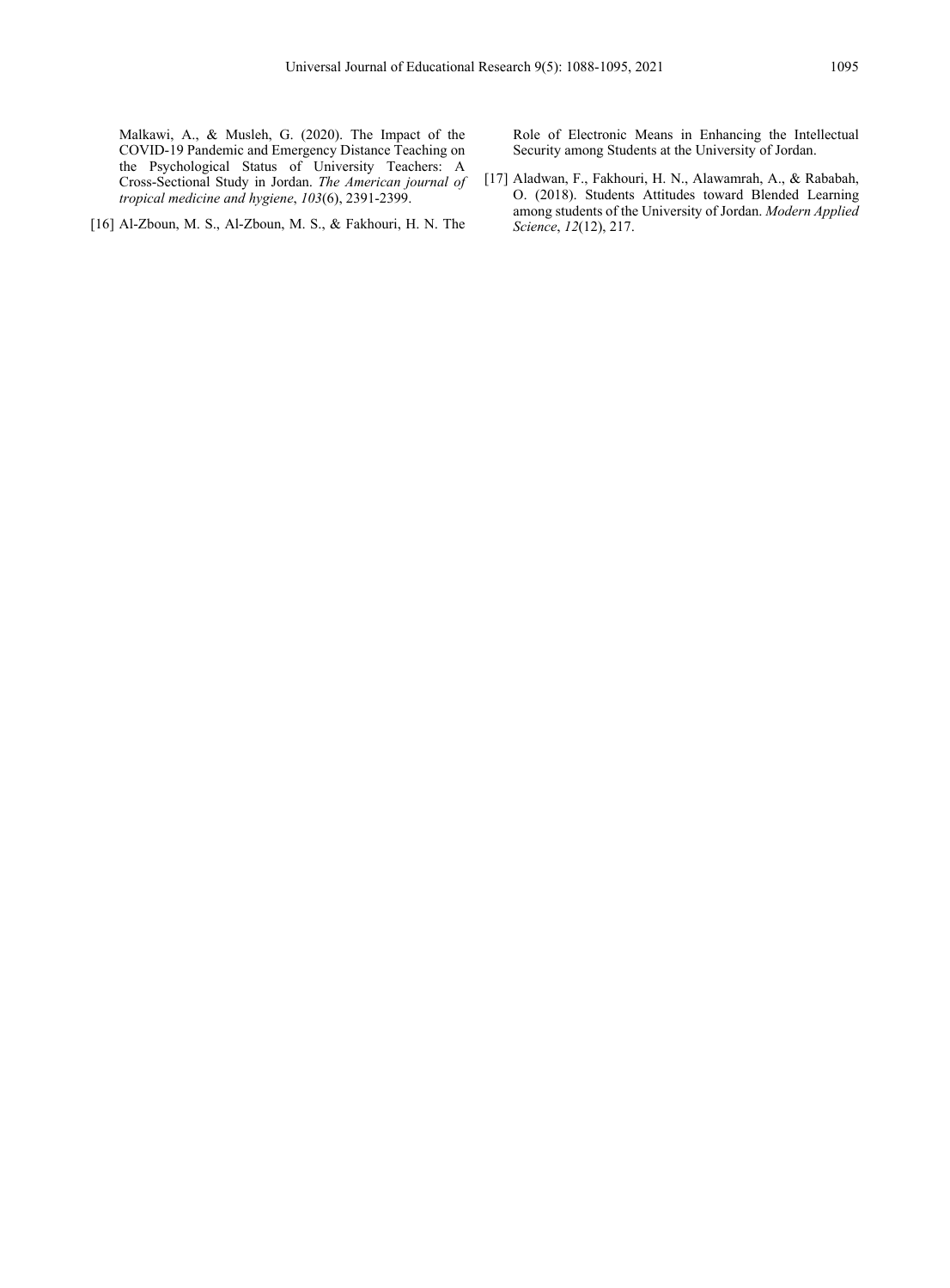Malkawi, A., & Musleh, G. (2020). The Impact of the COVID-19 Pandemic and Emergency Distance Teaching on the Psychological Status of University Teachers: A Cross-Sectional Study in Jordan. *The American journal of tropical medicine and hygiene*, *103*(6), 2391-2399.

[16] Al-Zboun, M. S., Al-Zboun, M. S., & Fakhouri, H. N. The Role of Electronic Means in Enhancing the Intellectual Security among Students at the University of Jordan.

[17] Aladwan, F., Fakhouri, H. N., Alawamrah, A., & Rababah, O. (2018). Students Attitudes toward Blended Learning among students of the University of Jordan. *Modern Applied Science*, *12*(12), 217.